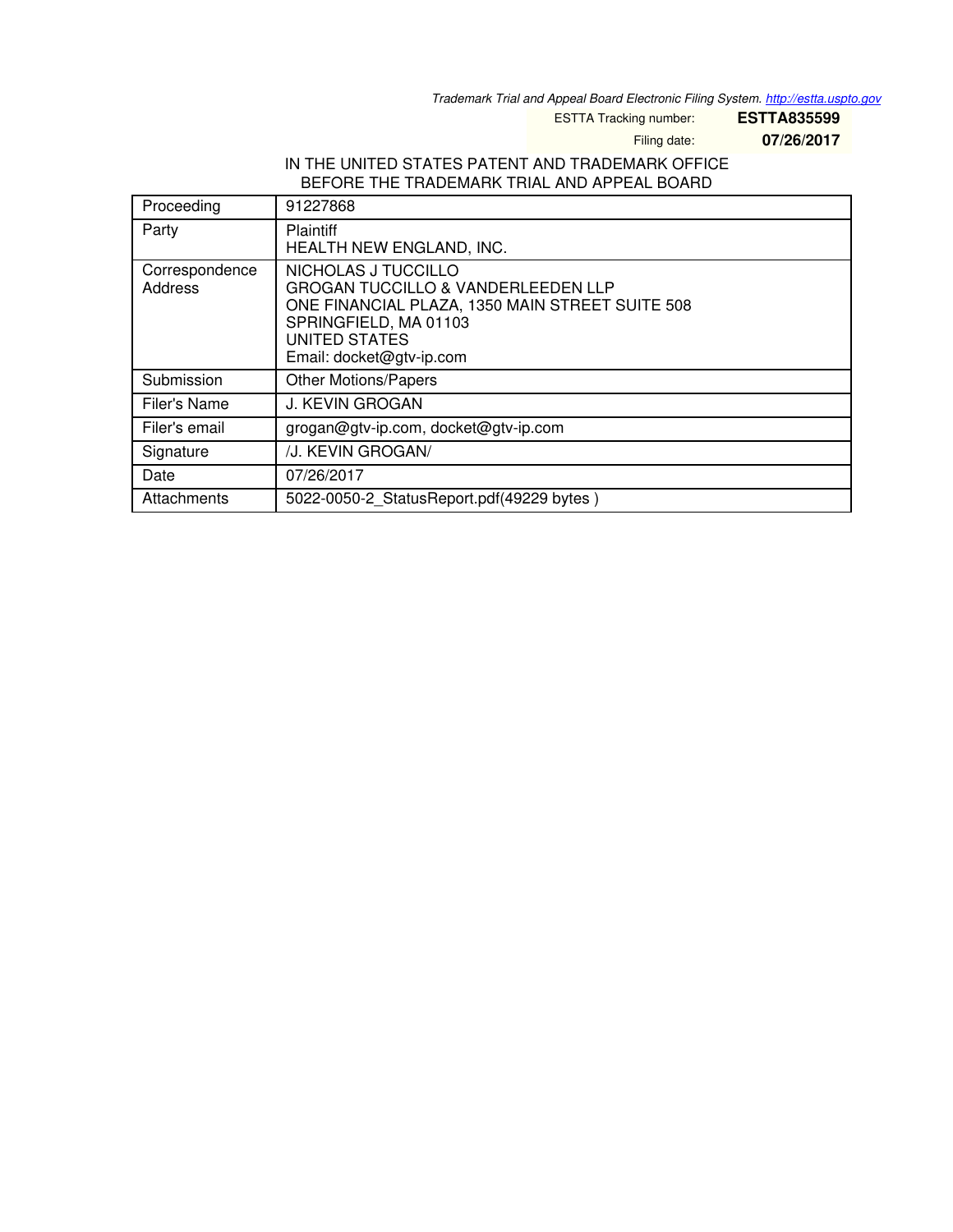*Trademark Trial and Appeal Board Electronic Filing System. http://estta.uspto.gov*

ESTTA Tracking number: **ESTTA835599**

Filing date: **07/26/2017**

IN THE UNITED STATES PATENT AND TRADEMARK OFFICE
BEFORE THE TRADEMARK TRIAL AND APPEAL BOARD

| | |
|---|---|
| Proceeding | 91227868 |
| Party | Plaintiff<br>HEALTH NEW ENGLAND, INC. |
| Correspondence Address | NICHOLAS J TUCCILLO<br>GROGAN TUCCILLO & VANDERLEEDEN LLP<br>ONE FINANCIAL PLAZA, 1350 MAIN STREET SUITE 508<br>SPRINGFIELD, MA 01103<br>UNITED STATES<br>Email: docket@gtv-ip.com |
| Submission | Other Motions/Papers |
| Filer's Name | J. KEVIN GROGAN |
| Filer's email | grogan@gtv-ip.com, docket@gtv-ip.com |
| Signature | /J. KEVIN GROGAN/ |
| Date | 07/26/2017 |
| Attachments | 5022-0050-2_StatusReport.pdf(49229 bytes ) |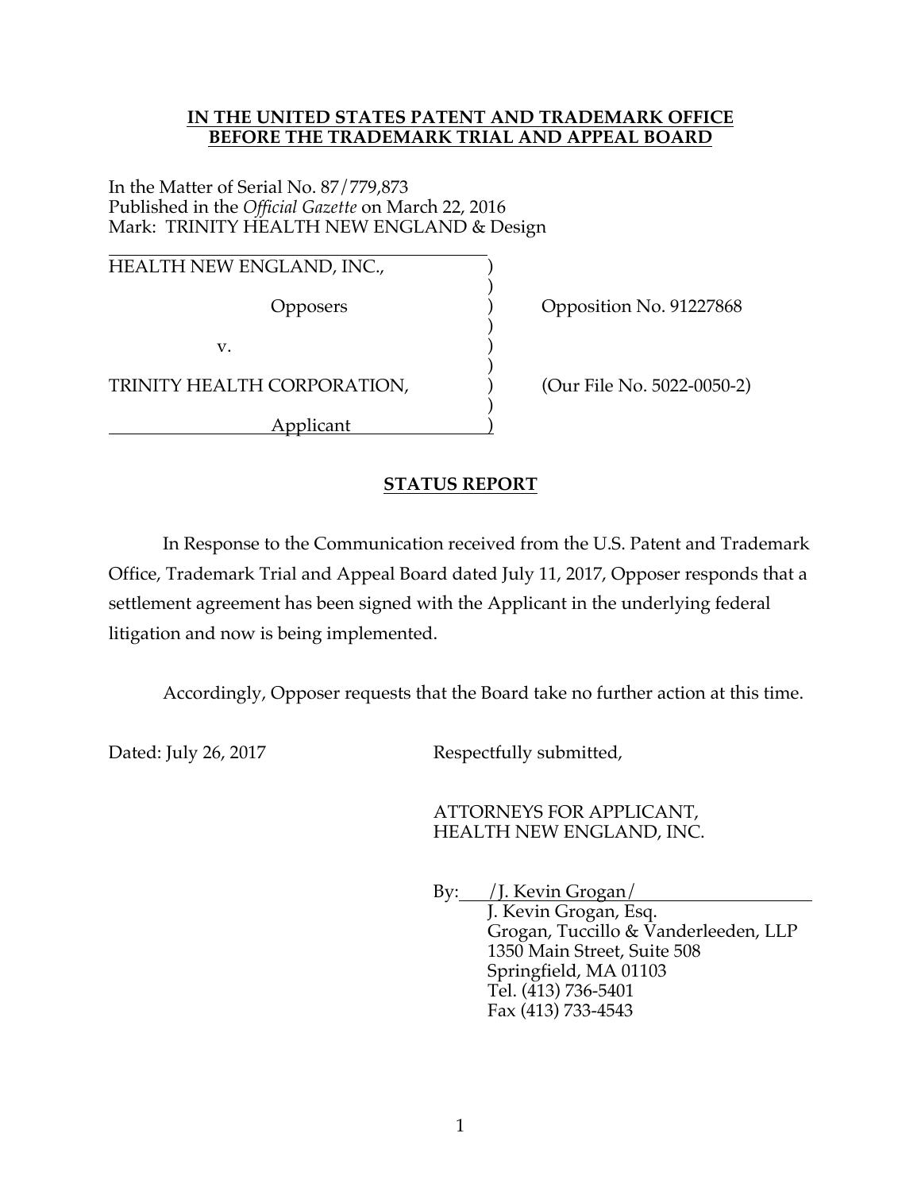**IN THE UNITED STATES PATENT AND TRADEMARK OFFICE**
**BEFORE THE TRADEMARK TRIAL AND APPEAL BOARD**

In the Matter of Serial No. 87/779,873
Published in the *Official Gazette* on March 22, 2016
Mark: TRINITY HEALTH NEW ENGLAND & Design

| | | |
|---|---|---|
| HEALTH NEW ENGLAND, INC., | ) | |
| | ) | |
| Opposers | ) | Opposition No. 91227868 |
| | ) | |
| v. | ) | |
| | ) | |
| TRINITY HEALTH CORPORATION, | ) | (Our File No. 5022-0050-2) |
| | ) | |
| Applicant | ) | |

## STATUS REPORT

In Response to the Communication received from the U.S. Patent and Trademark Office, Trademark Trial and Appeal Board dated July 11, 2017, Opposer responds that a settlement agreement has been signed with the Applicant in the underlying federal litigation and now is being implemented.

Accordingly, Opposer requests that the Board take no further action at this time.

Dated: July 26, 2017

Respectfully submitted,

ATTORNEYS FOR APPLICANT,
HEALTH NEW ENGLAND, INC.

By: /J. Kevin Grogan/
J. Kevin Grogan, Esq.
Grogan, Tuccillo & Vanderleeden, LLP
1350 Main Street, Suite 508
Springfield, MA 01103
Tel. (413) 736-5401
Fax (413) 733-4543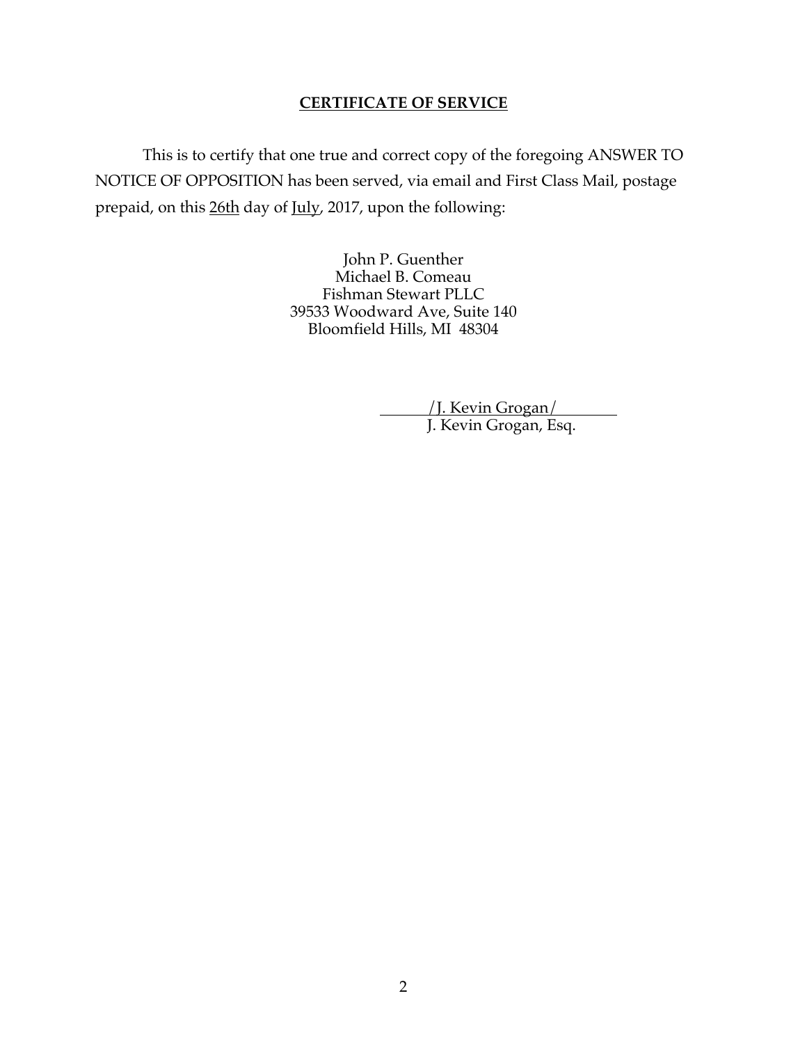## CERTIFICATE OF SERVICE

This is to certify that one true and correct copy of the foregoing ANSWER TO NOTICE OF OPPOSITION has been served, via email and First Class Mail, postage prepaid, on this 26th day of July, 2017, upon the following:

John P. Guenther  
Michael B. Comeau  
Fishman Stewart PLLC  
39533 Woodward Ave, Suite 140  
Bloomfield Hills, MI 48304

/J. Kevin Grogan/  
J. Kevin Grogan, Esq.